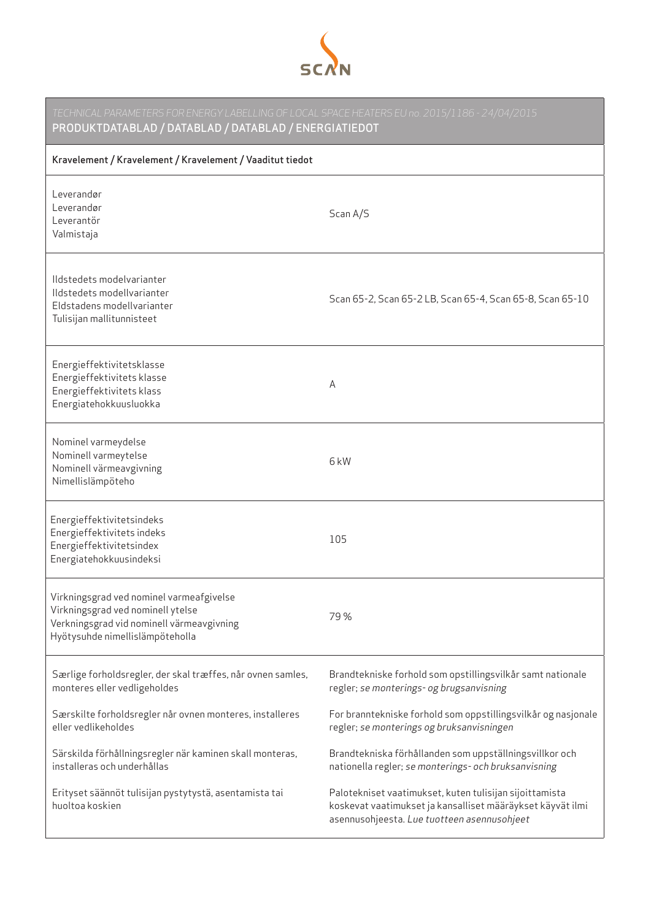SCAN

*TECHNICAL PARAMETERS FOR ENERGY LABELLING OF LOCAL SPACE HEATERS EU no. 2015/1186 - 24/04/2015*

## PRODUKTDATABLAD / DATABLAD / DATABLAD / ENERGIATIEDOT

| Kravelement / Kravelement / Kravelement / Vaaditut tiedot | |
|---|---|
| Leverandør<br>Leverandør<br>Leverantör<br>Valmistaja | Scan A/S |
| Ildstedets modelvarianter<br>Ildstedets modellvarianter<br>Eldstadens modellvarianter<br>Tulisijan mallitunnisteet | Scan 65-2, Scan 65-2 LB, Scan 65-4, Scan 65-8, Scan 65-10 |
| Energieffektivitetsklasse<br>Energieffektivitets klasse<br>Energieffektivitets klass<br>Energiatehokkuusluokka | A |
| Nominel varmeydelse<br>Nominell varmeytelse<br>Nominell värmeavgivning<br>Nimellislämpöteho | 6 kW |
| Energieffektivitetsindeks<br>Energieffektivitets indeks<br>Energieffektivitetsindex<br>Energiatehokkuusindeksi | 105 |
| Virkningsgrad ved nominel varmeafgivelse<br>Virkningsgrad ved nominell ytelse<br>Verkningsgrad vid nominell värmeavgivning<br>Hyötysuhde nimellislämpöteholla | 79 % |
| Særlige forholdsregler, der skal træffes, når ovnen samles, monteres eller vedligeholdes | Brandtekniske forhold som opstillingsvilkår samt nationale regler; *se monterings- og brugsanvisning* |
| Særskilte forholdsregler når ovnen monteres, installeres eller vedlikeholdes | For branntekniske forhold som oppstillingsvilkår og nasjonale regler; *se monterings og bruksanvisningen* |
| Särskilda förhållningsregler när kaminen skall monteras, installeras och underhållas | Brandtekniska förhållanden som uppställningsvillkor och nationella regler; *se monterings- och bruksanvisning* |
| Erityset säännöt tulisijan pystytystä, asentamista tai huoltoa koskien | Palotekniset vaatimukset, kuten tulisijan sijoittamista koskevat vaatimukset ja kansalliset määräykset käyvät ilmi asennusohjeesta. *Lue tuotteen asennusohjeet* |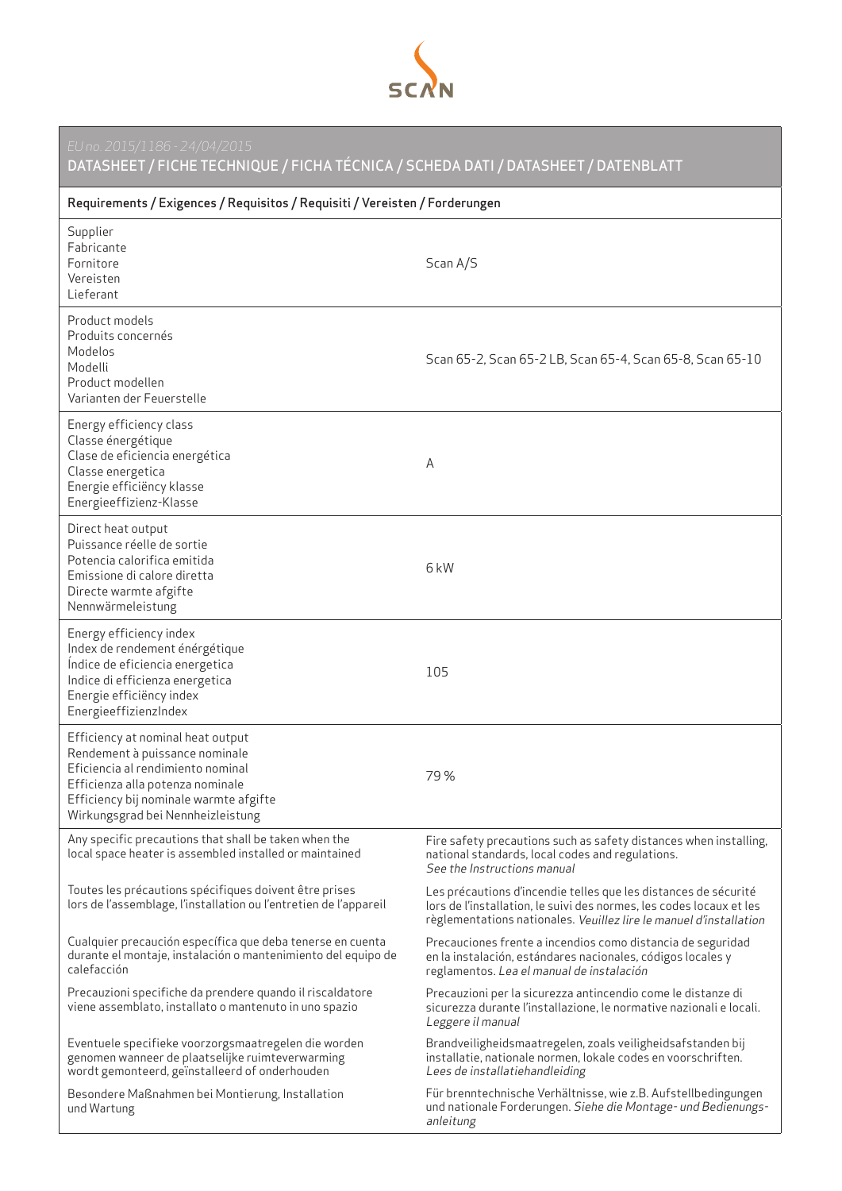SCAN

*EU no. 2015/1186 - 24/04/2015*

## DATASHEET / FICHE TECHNIQUE / FICHA TÉCNICA / SCHEDA DATI / DATASHEET / DATENBLATT

| Requirements / Exigences / Requisitos / Requisiti / Vereisten / Forderungen | |
|---|---|
| Supplier<br>Fabricante<br>Fornitore<br>Vereisten<br>Lieferant | Scan A/S |
| Product models<br>Produits concernés<br>Modelos<br>Modelli<br>Product modellen<br>Varianten der Feuerstelle | Scan 65-2, Scan 65-2 LB, Scan 65-4, Scan 65-8, Scan 65-10 |
| Energy efficiency class<br>Classe énergétique<br>Clase de eficiencia energética<br>Classe energetica<br>Energie efficiëncy klasse<br>Energieeffizienz-Klasse | A |
| Direct heat output<br>Puissance réelle de sortie<br>Potencia calorifica emitida<br>Emissione di calore diretta<br>Directe warmte afgifte<br>Nennwärmeleistung | 6 kW |
| Energy efficiency index<br>Index de rendement énérgétique<br>Índice de eficiencia energetica<br>Indice di efficienza energetica<br>Energie efficiëncy index<br>EnergieeffizienzIndex | 105 |
| Efficiency at nominal heat output<br>Rendement à puissance nominale<br>Eficiencia al rendimiento nominal<br>Efficienza alla potenza nominale<br>Efficiency bij nominale warmte afgifte<br>Wirkungsgrad bei Nennheizleistung | 79 % |
| Any specific precautions that shall be taken when the local space heater is assembled installed or maintained | Fire safety precautions such as safety distances when installing, national standards, local codes and regulations. *See the Instructions manual* |
| Toutes les précautions spécifiques doivent être prises lors de l'assemblage, l'installation ou l'entretien de l'appareil | Les précautions d'incendie telles que les distances de sécurité lors de l'installation, le suivi des normes, les codes locaux et les règlementations nationales. *Veuillez lire le manuel d'installation* |
| Cualquier precaución específica que deba tenerse en cuenta durante el montaje, instalación o mantenimiento del equipo de calefacción | Precauciones frente a incendios como distancia de seguridad en la instalación, estándares nacionales, códigos locales y reglamentos. *Lea el manual de instalación* |
| Precauzioni specifiche da prendere quando il riscaldatore viene assemblato, installato o mantenuto in uno spazio | Precauzioni per la sicurezza antincendio come le distanze di sicurezza durante l'installazione, le normative nazionali e locali. *Leggere il manual* |
| Eventuele specifieke voorzorgsmaatregelen die worden genomen wanneer de plaatselijke ruimteverwarming wordt gemonteerd, geïnstalleerd of onderhouden | Brandveiligheidsmaatregelen, zoals veiligheidsafstanden bij installatie, nationale normen, lokale codes en voorschriften. *Lees de installatiehandleiding* |
| Besondere Maßnahmen bei Montierung, Installation und Wartung | Für brenntechnische Verhältnisse, wie z.B. Aufstellbedingungen und nationale Forderungen. *Siehe die Montage- und Bedienungs-anleitung* |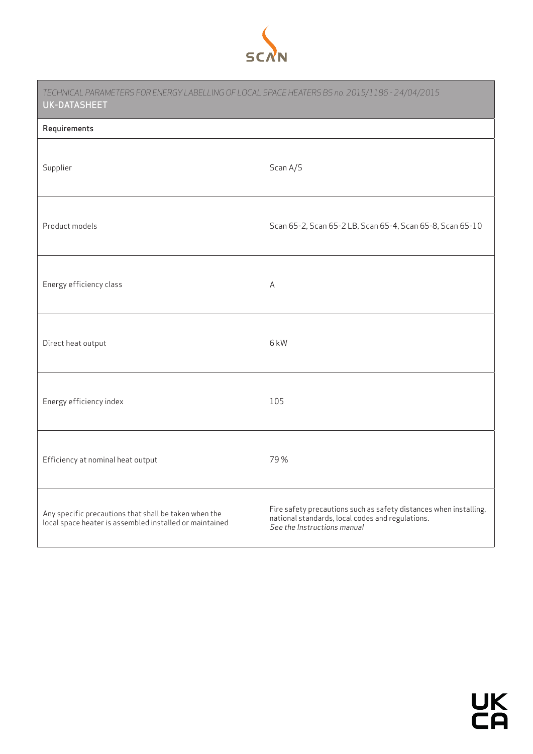*TECHNICAL PARAMETERS FOR ENERGY LABELLING OF LOCAL SPACE HEATERS BS no. 2015/1186 - 24/04/2015*

## UK-DATASHEET

| Requirements | |
|---|---|
| Supplier | Scan A/S |
| Product models | Scan 65-2, Scan 65-2 LB, Scan 65-4, Scan 65-8, Scan 65-10 |
| Energy efficiency class | A |
| Direct heat output | 6 kW |
| Energy efficiency index | 105 |
| Efficiency at nominal heat output | 79 % |
| Any specific precautions that shall be taken when the local space heater is assembled installed or maintained | Fire safety precautions such as safety distances when installing, national standards, local codes and regulations. *See the Instructions manual* |